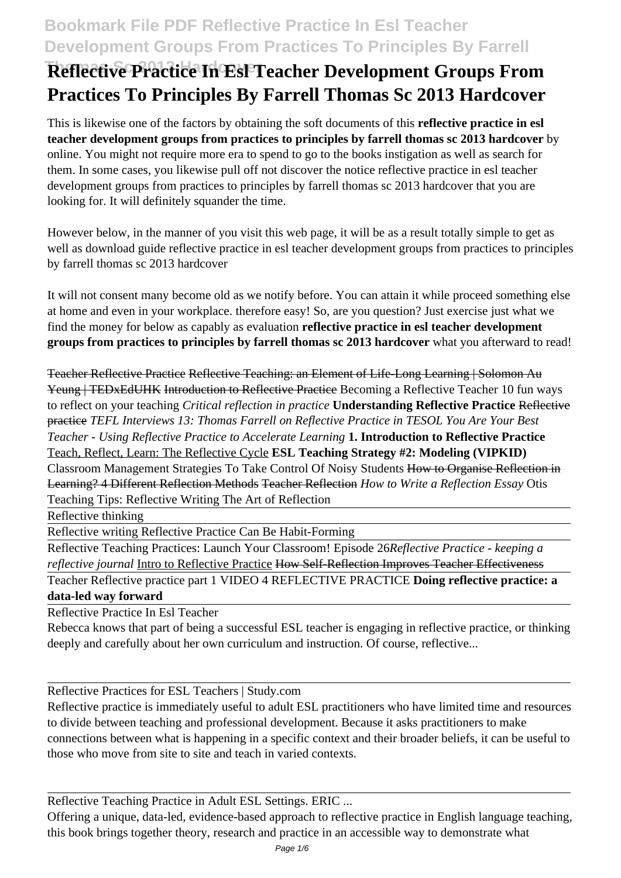# Reflective Practice In Esl Teacher Development Groups From Practices To Principles By Farrell Thomas Sc 2013 Hardcover

This is likewise one of the factors by obtaining the soft documents of this **reflective practice in esl teacher development groups from practices to principles by farrell thomas sc 2013 hardcover** by online. You might not require more era to spend to go to the books instigation as well as search for them. In some cases, you likewise pull off not discover the notice reflective practice in esl teacher development groups from practices to principles by farrell thomas sc 2013 hardcover that you are looking for. It will definitely squander the time.

However below, in the manner of you visit this web page, it will be as a result totally simple to get as well as download guide reflective practice in esl teacher development groups from practices to principles by farrell thomas sc 2013 hardcover

It will not consent many become old as we notify before. You can attain it while proceed something else at home and even in your workplace. therefore easy! So, are you question? Just exercise just what we find the money for below as capably as evaluation **reflective practice in esl teacher development groups from practices to principles by farrell thomas sc 2013 hardcover** what you afterward to read!

~~Teacher Reflective Practice~~ ~~Reflective Teaching: an Element of Life-Long Learning | Solomon Au Yeung | TEDxEdUHK~~ ~~Introduction to Reflective Practice~~ Becoming a Reflective Teacher 10 fun ways to reflect on your teaching *Critical reflection in practice* **Understanding Reflective Practice** ~~Reflective practice~~ *TEFL Interviews 13: Thomas Farrell on Reflective Practice in TESOL You Are Your Best Teacher - Using Reflective Practice to Accelerate Learning* **1. Introduction to Reflective Practice** Teach, Reflect, Learn: The Reflective Cycle **ESL Teaching Strategy #2: Modeling (VIPKID)** Classroom Management Strategies To Take Control Of Noisy Students ~~How to Organise Reflection in Learning? 4 Different Reflection Methods~~ ~~Teacher Reflection~~ *How to Write a Reflection Essay* Otis Teaching Tips: Reflective Writing The Art of Reflection

Reflective thinking

Reflective writing Reflective Practice Can Be Habit-Forming

Reflective Teaching Practices: Launch Your Classroom! Episode 26*Reflective Practice - keeping a reflective journal* Intro to Reflective Practice ~~How Self-Reflection Improves Teacher Effectiveness~~

Teacher Reflective practice part 1 VIDEO 4 REFLECTIVE PRACTICE **Doing reflective practice: a data-led way forward**

Reflective Practice In Esl Teacher

Rebecca knows that part of being a successful ESL teacher is engaging in reflective practice, or thinking deeply and carefully about her own curriculum and instruction. Of course, reflective...

Reflective Practices for ESL Teachers | Study.com

Reflective practice is immediately useful to adult ESL practitioners who have limited time and resources to divide between teaching and professional development. Because it asks practitioners to make connections between what is happening in a specific context and their broader beliefs, it can be useful to those who move from site to site and teach in varied contexts.

Reflective Teaching Practice in Adult ESL Settings. ERIC ...

Offering a unique, data-led, evidence-based approach to reflective practice in English language teaching, this book brings together theory, research and practice in an accessible way to demonstrate what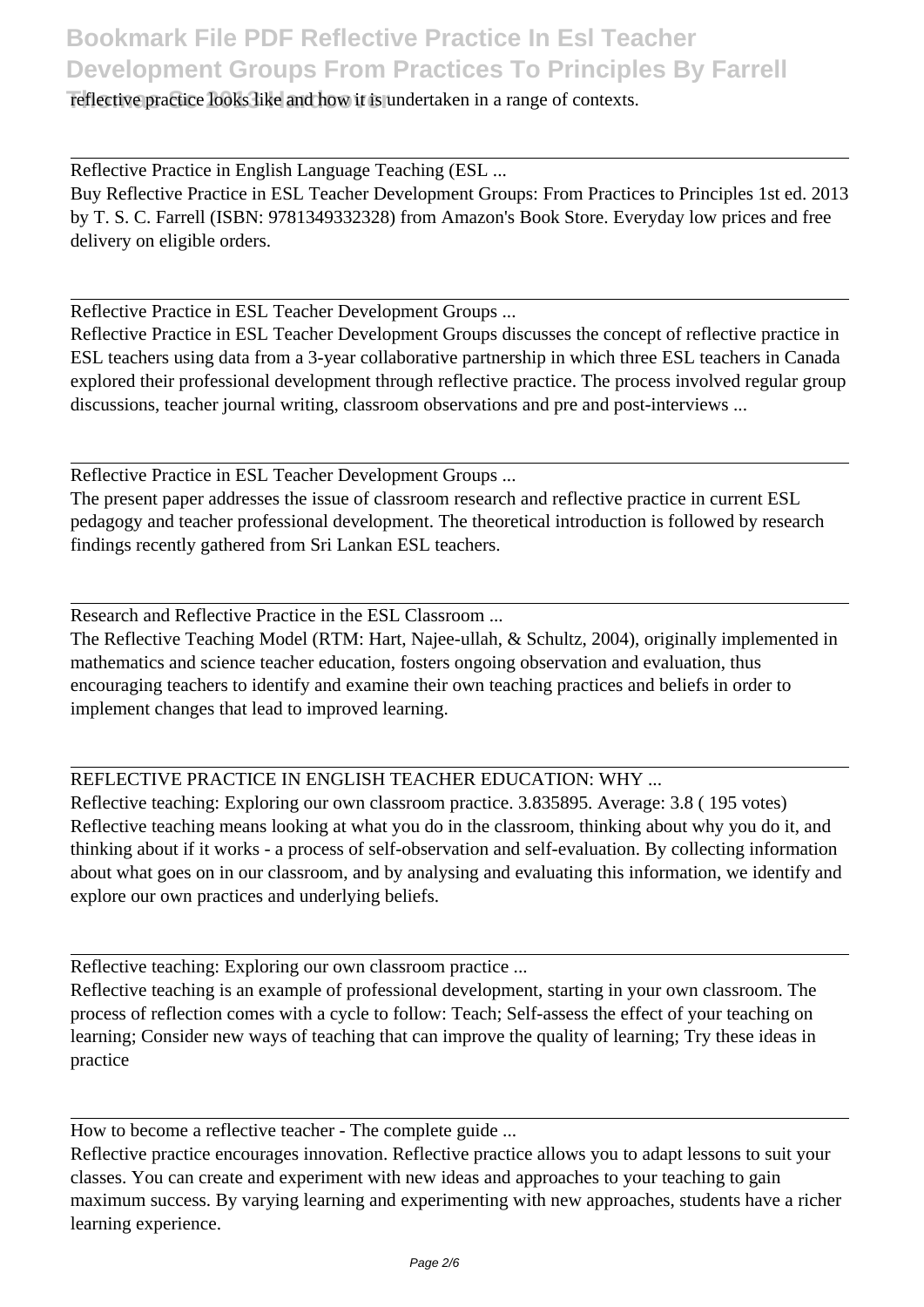reflective practice looks like and how it is undertaken in a range of contexts.

Reflective Practice in English Language Teaching (ESL ...

Buy Reflective Practice in ESL Teacher Development Groups: From Practices to Principles 1st ed. 2013 by T. S. C. Farrell (ISBN: 9781349332328) from Amazon's Book Store. Everyday low prices and free delivery on eligible orders.

Reflective Practice in ESL Teacher Development Groups ...

Reflective Practice in ESL Teacher Development Groups discusses the concept of reflective practice in ESL teachers using data from a 3-year collaborative partnership in which three ESL teachers in Canada explored their professional development through reflective practice. The process involved regular group discussions, teacher journal writing, classroom observations and pre and post-interviews ...

Reflective Practice in ESL Teacher Development Groups ...

The present paper addresses the issue of classroom research and reflective practice in current ESL pedagogy and teacher professional development. The theoretical introduction is followed by research findings recently gathered from Sri Lankan ESL teachers.

Research and Reflective Practice in the ESL Classroom ...

The Reflective Teaching Model (RTM: Hart, Najee-ullah, & Schultz, 2004), originally implemented in mathematics and science teacher education, fosters ongoing observation and evaluation, thus encouraging teachers to identify and examine their own teaching practices and beliefs in order to implement changes that lead to improved learning.

REFLECTIVE PRACTICE IN ENGLISH TEACHER EDUCATION: WHY ...

Reflective teaching: Exploring our own classroom practice. 3.835895. Average: 3.8 ( 195 votes) Reflective teaching means looking at what you do in the classroom, thinking about why you do it, and thinking about if it works - a process of self-observation and self-evaluation. By collecting information about what goes on in our classroom, and by analysing and evaluating this information, we identify and explore our own practices and underlying beliefs.

Reflective teaching: Exploring our own classroom practice ...

Reflective teaching is an example of professional development, starting in your own classroom. The process of reflection comes with a cycle to follow: Teach; Self-assess the effect of your teaching on learning; Consider new ways of teaching that can improve the quality of learning; Try these ideas in practice

How to become a reflective teacher - The complete guide ...

Reflective practice encourages innovation. Reflective practice allows you to adapt lessons to suit your classes. You can create and experiment with new ideas and approaches to your teaching to gain maximum success. By varying learning and experimenting with new approaches, students have a richer learning experience.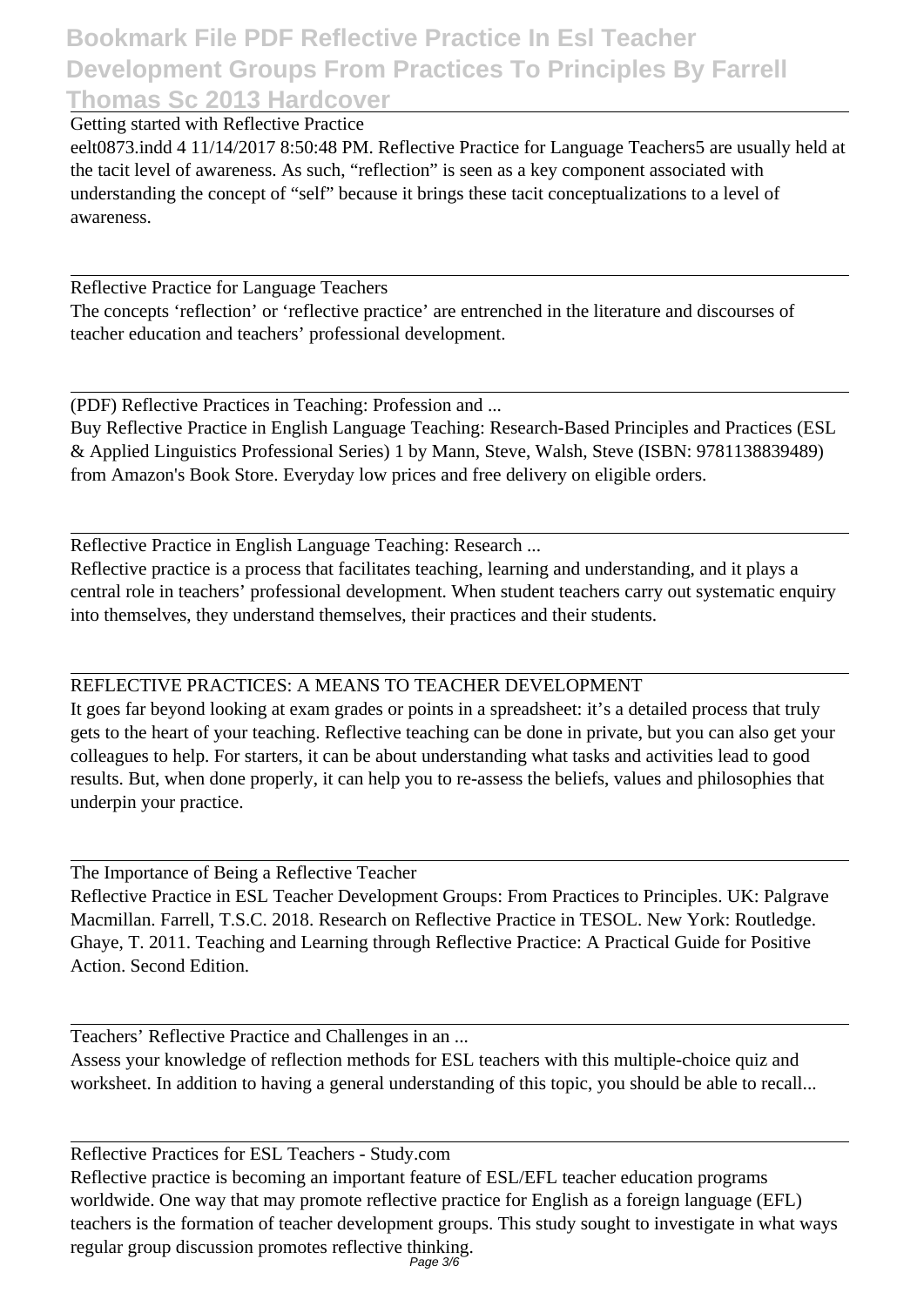Getting started with Reflective Practice

eelt0873.indd 4 11/14/2017 8:50:48 PM. Reflective Practice for Language Teachers5 are usually held at the tacit level of awareness. As such, "reflection" is seen as a key component associated with understanding the concept of "self" because it brings these tacit conceptualizations to a level of awareness.

Reflective Practice for Language Teachers

The concepts 'reflection' or 'reflective practice' are entrenched in the literature and discourses of teacher education and teachers' professional development.

(PDF) Reflective Practices in Teaching: Profession and ...

Buy Reflective Practice in English Language Teaching: Research-Based Principles and Practices (ESL & Applied Linguistics Professional Series) 1 by Mann, Steve, Walsh, Steve (ISBN: 9781138839489) from Amazon's Book Store. Everyday low prices and free delivery on eligible orders.

Reflective Practice in English Language Teaching: Research ...

Reflective practice is a process that facilitates teaching, learning and understanding, and it plays a central role in teachers' professional development. When student teachers carry out systematic enquiry into themselves, they understand themselves, their practices and their students.

REFLECTIVE PRACTICES: A MEANS TO TEACHER DEVELOPMENT

It goes far beyond looking at exam grades or points in a spreadsheet: it's a detailed process that truly gets to the heart of your teaching. Reflective teaching can be done in private, but you can also get your colleagues to help. For starters, it can be about understanding what tasks and activities lead to good results. But, when done properly, it can help you to re-assess the beliefs, values and philosophies that underpin your practice.

The Importance of Being a Reflective Teacher

Reflective Practice in ESL Teacher Development Groups: From Practices to Principles. UK: Palgrave Macmillan. Farrell, T.S.C. 2018. Research on Reflective Practice in TESOL. New York: Routledge. Ghaye, T. 2011. Teaching and Learning through Reflective Practice: A Practical Guide for Positive Action. Second Edition.

Teachers' Reflective Practice and Challenges in an ...

Assess your knowledge of reflection methods for ESL teachers with this multiple-choice quiz and worksheet. In addition to having a general understanding of this topic, you should be able to recall...

Reflective Practices for ESL Teachers - Study.com

Reflective practice is becoming an important feature of ESL/EFL teacher education programs worldwide. One way that may promote reflective practice for English as a foreign language (EFL) teachers is the formation of teacher development groups. This study sought to investigate in what ways regular group discussion promotes reflective thinking.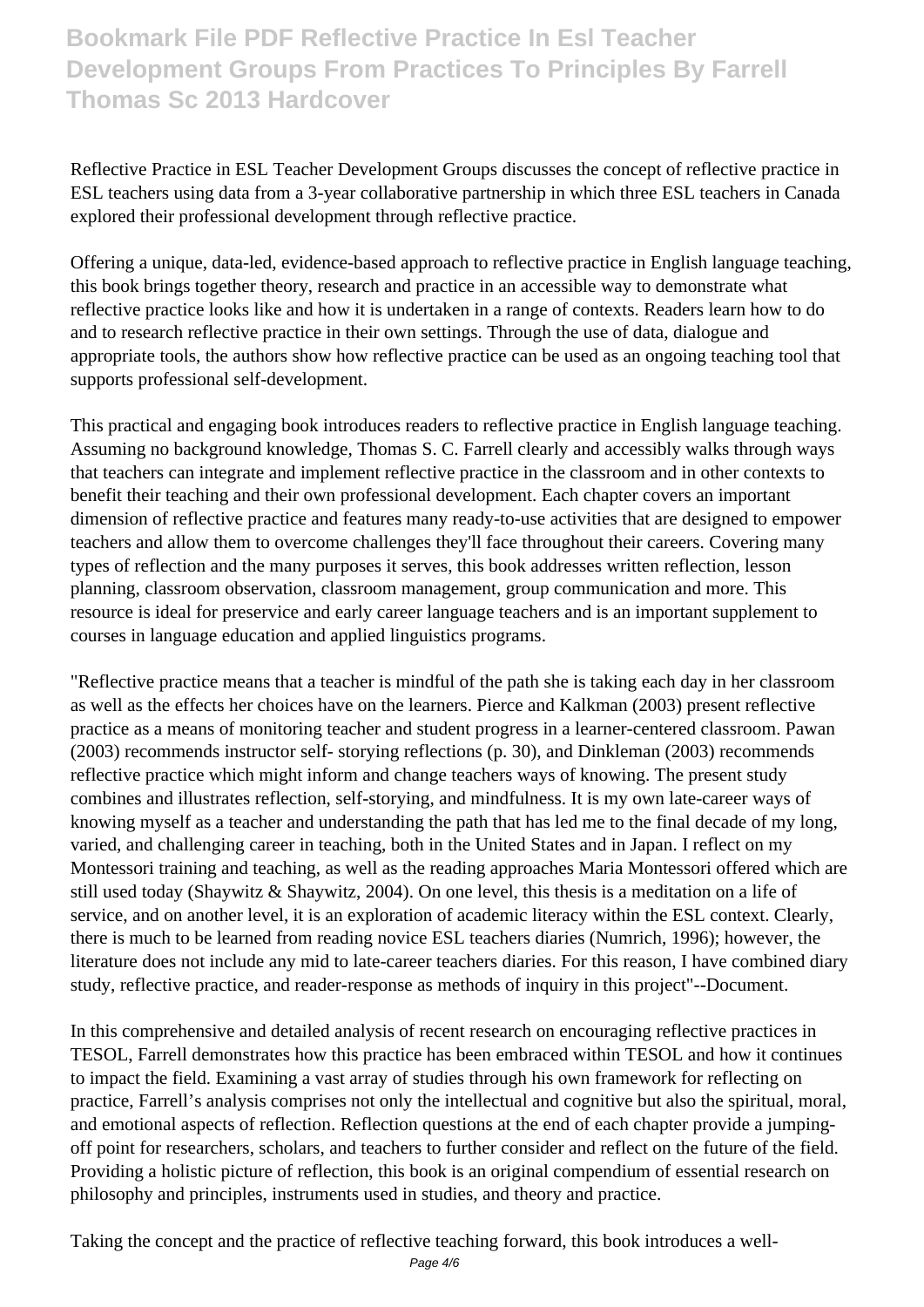Reflective Practice in ESL Teacher Development Groups discusses the concept of reflective practice in ESL teachers using data from a 3-year collaborative partnership in which three ESL teachers in Canada explored their professional development through reflective practice.

Offering a unique, data-led, evidence-based approach to reflective practice in English language teaching, this book brings together theory, research and practice in an accessible way to demonstrate what reflective practice looks like and how it is undertaken in a range of contexts. Readers learn how to do and to research reflective practice in their own settings. Through the use of data, dialogue and appropriate tools, the authors show how reflective practice can be used as an ongoing teaching tool that supports professional self-development.

This practical and engaging book introduces readers to reflective practice in English language teaching. Assuming no background knowledge, Thomas S. C. Farrell clearly and accessibly walks through ways that teachers can integrate and implement reflective practice in the classroom and in other contexts to benefit their teaching and their own professional development. Each chapter covers an important dimension of reflective practice and features many ready-to-use activities that are designed to empower teachers and allow them to overcome challenges they'll face throughout their careers. Covering many types of reflection and the many purposes it serves, this book addresses written reflection, lesson planning, classroom observation, classroom management, group communication and more. This resource is ideal for preservice and early career language teachers and is an important supplement to courses in language education and applied linguistics programs.

"Reflective practice means that a teacher is mindful of the path she is taking each day in her classroom as well as the effects her choices have on the learners. Pierce and Kalkman (2003) present reflective practice as a means of monitoring teacher and student progress in a learner-centered classroom. Pawan (2003) recommends instructor self- storying reflections (p. 30), and Dinkleman (2003) recommends reflective practice which might inform and change teachers ways of knowing. The present study combines and illustrates reflection, self-storying, and mindfulness. It is my own late-career ways of knowing myself as a teacher and understanding the path that has led me to the final decade of my long, varied, and challenging career in teaching, both in the United States and in Japan. I reflect on my Montessori training and teaching, as well as the reading approaches Maria Montessori offered which are still used today (Shaywitz & Shaywitz, 2004). On one level, this thesis is a meditation on a life of service, and on another level, it is an exploration of academic literacy within the ESL context. Clearly, there is much to be learned from reading novice ESL teachers diaries (Numrich, 1996); however, the literature does not include any mid to late-career teachers diaries. For this reason, I have combined diary study, reflective practice, and reader-response as methods of inquiry in this project"--Document.

In this comprehensive and detailed analysis of recent research on encouraging reflective practices in TESOL, Farrell demonstrates how this practice has been embraced within TESOL and how it continues to impact the field. Examining a vast array of studies through his own framework for reflecting on practice, Farrell's analysis comprises not only the intellectual and cognitive but also the spiritual, moral, and emotional aspects of reflection. Reflection questions at the end of each chapter provide a jumping-off point for researchers, scholars, and teachers to further consider and reflect on the future of the field. Providing a holistic picture of reflection, this book is an original compendium of essential research on philosophy and principles, instruments used in studies, and theory and practice.

Taking the concept and the practice of reflective teaching forward, this book introduces a well-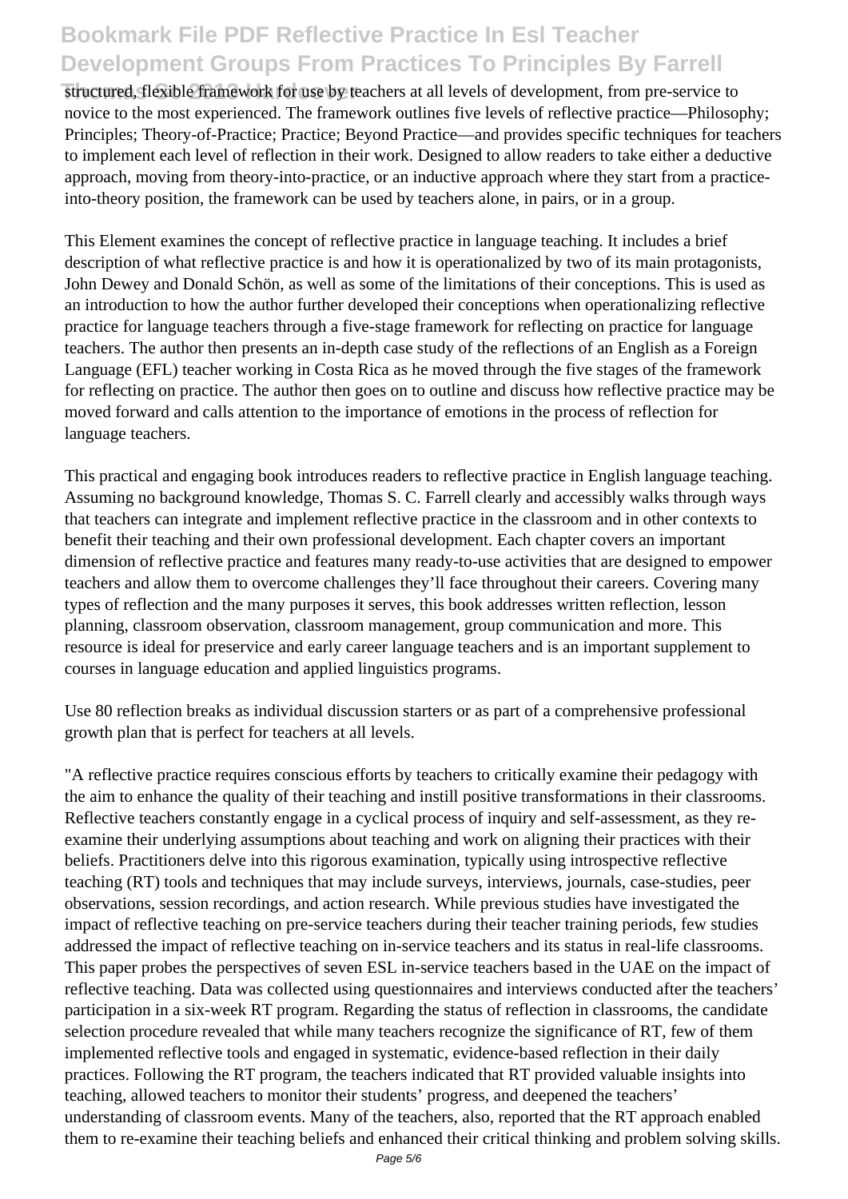structured, flexible framework for use by teachers at all levels of development, from pre-service to novice to the most experienced. The framework outlines five levels of reflective practice—Philosophy; Principles; Theory-of-Practice; Practice; Beyond Practice—and provides specific techniques for teachers to implement each level of reflection in their work. Designed to allow readers to take either a deductive approach, moving from theory-into-practice, or an inductive approach where they start from a practice-into-theory position, the framework can be used by teachers alone, in pairs, or in a group.

This Element examines the concept of reflective practice in language teaching. It includes a brief description of what reflective practice is and how it is operationalized by two of its main protagonists, John Dewey and Donald Schön, as well as some of the limitations of their conceptions. This is used as an introduction to how the author further developed their conceptions when operationalizing reflective practice for language teachers through a five-stage framework for reflecting on practice for language teachers. The author then presents an in-depth case study of the reflections of an English as a Foreign Language (EFL) teacher working in Costa Rica as he moved through the five stages of the framework for reflecting on practice. The author then goes on to outline and discuss how reflective practice may be moved forward and calls attention to the importance of emotions in the process of reflection for language teachers.

This practical and engaging book introduces readers to reflective practice in English language teaching. Assuming no background knowledge, Thomas S. C. Farrell clearly and accessibly walks through ways that teachers can integrate and implement reflective practice in the classroom and in other contexts to benefit their teaching and their own professional development. Each chapter covers an important dimension of reflective practice and features many ready-to-use activities that are designed to empower teachers and allow them to overcome challenges they'll face throughout their careers. Covering many types of reflection and the many purposes it serves, this book addresses written reflection, lesson planning, classroom observation, classroom management, group communication and more. This resource is ideal for preservice and early career language teachers and is an important supplement to courses in language education and applied linguistics programs.

Use 80 reflection breaks as individual discussion starters or as part of a comprehensive professional growth plan that is perfect for teachers at all levels.

"A reflective practice requires conscious efforts by teachers to critically examine their pedagogy with the aim to enhance the quality of their teaching and instill positive transformations in their classrooms. Reflective teachers constantly engage in a cyclical process of inquiry and self-assessment, as they re-examine their underlying assumptions about teaching and work on aligning their practices with their beliefs. Practitioners delve into this rigorous examination, typically using introspective reflective teaching (RT) tools and techniques that may include surveys, interviews, journals, case-studies, peer observations, session recordings, and action research. While previous studies have investigated the impact of reflective teaching on pre-service teachers during their teacher training periods, few studies addressed the impact of reflective teaching on in-service teachers and its status in real-life classrooms. This paper probes the perspectives of seven ESL in-service teachers based in the UAE on the impact of reflective teaching. Data was collected using questionnaires and interviews conducted after the teachers' participation in a six-week RT program. Regarding the status of reflection in classrooms, the candidate selection procedure revealed that while many teachers recognize the significance of RT, few of them implemented reflective tools and engaged in systematic, evidence-based reflection in their daily practices. Following the RT program, the teachers indicated that RT provided valuable insights into teaching, allowed teachers to monitor their students' progress, and deepened the teachers' understanding of classroom events. Many of the teachers, also, reported that the RT approach enabled them to re-examine their teaching beliefs and enhanced their critical thinking and problem solving skills.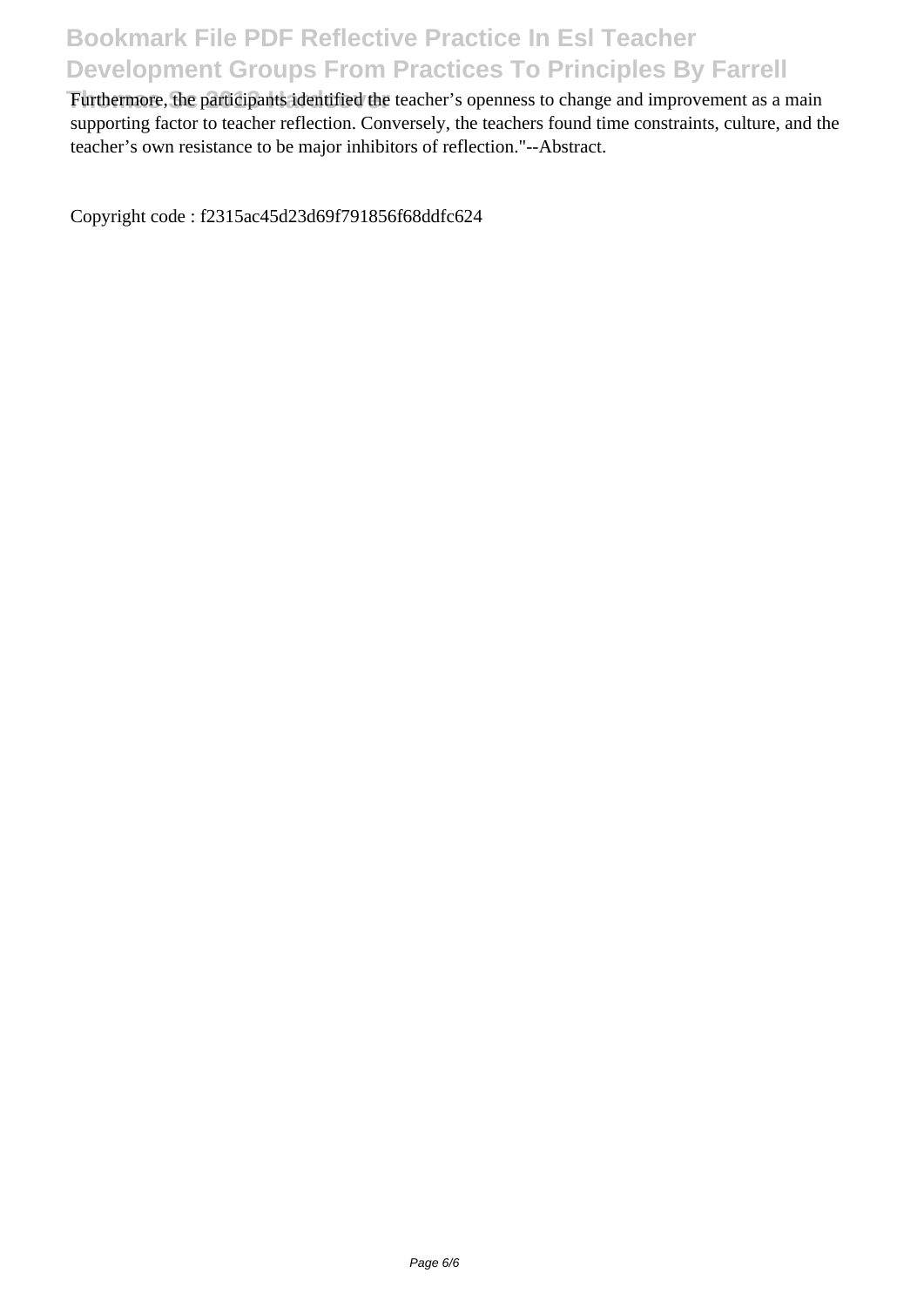Furthermore, the participants identified the teacher's openness to change and improvement as a main supporting factor to teacher reflection. Conversely, the teachers found time constraints, culture, and the teacher's own resistance to be major inhibitors of reflection."--Abstract.

Copyright code : f2315ac45d23d69f791856f68ddfc624